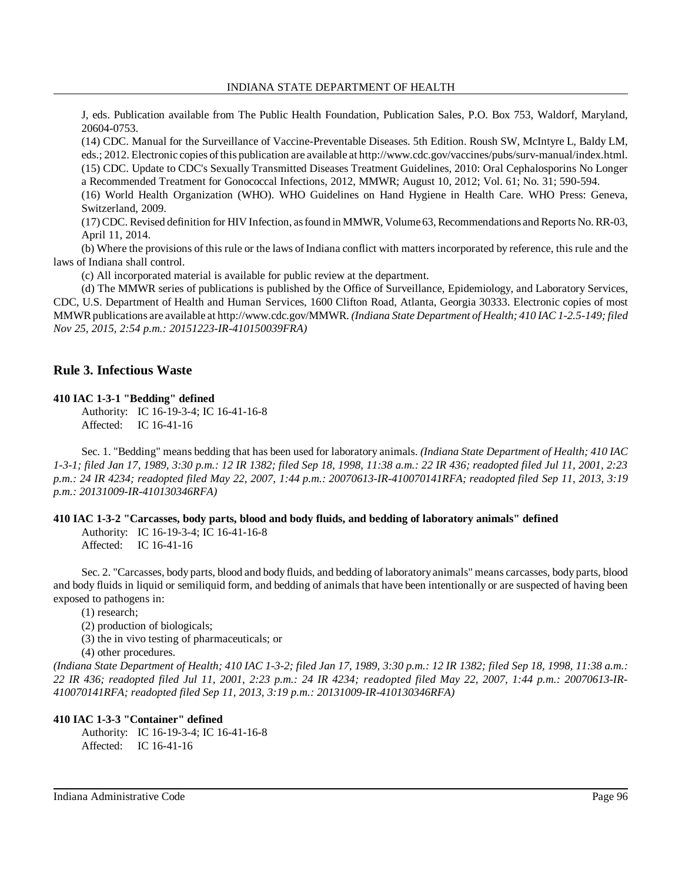J, eds. Publication available from The Public Health Foundation, Publication Sales, P.O. Box 753, Waldorf, Maryland, 20604-0753.

(14) CDC. Manual for the Surveillance of Vaccine-Preventable Diseases. 5th Edition. Roush SW, McIntyre L, Baldy LM, eds.; 2012. Electronic copies of this publication are available at http://www.cdc.gov/vaccines/pubs/surv-manual/index.html.

(15) CDC. Update to CDC's Sexually Transmitted Diseases Treatment Guidelines, 2010: Oral Cephalosporins No Longer a Recommended Treatment for Gonococcal Infections, 2012, MMWR; August 10, 2012; Vol. 61; No. 31; 590-594.

(16) World Health Organization (WHO). WHO Guidelines on Hand Hygiene in Health Care. WHO Press: Geneva, Switzerland, 2009.

(17) CDC. Revised definition for HIV Infection, as found in MMWR, Volume 63, Recommendations and Reports No. RR-03, April 11, 2014.

(b) Where the provisions of this rule or the laws of Indiana conflict with matters incorporated by reference, this rule and the laws of Indiana shall control.

(c) All incorporated material is available for public review at the department.

(d) The MMWR series of publications is published by the Office of Surveillance, Epidemiology, and Laboratory Services, CDC, U.S. Department of Health and Human Services, 1600 Clifton Road, Atlanta, Georgia 30333. Electronic copies of most MMWR publications are available at http://www.cdc.gov/MMWR. *(Indiana State Department of Health; 410 IAC 1-2.5-149; filed Nov 25, 2015, 2:54 p.m.: 20151223-IR-410150039FRA)*

## Rule 3. Infectious Waste

**410 IAC 1-3-1 "Bedding" defined**

Authority: IC 16-19-3-4; IC 16-41-16-8
Affected: IC 16-41-16

Sec. 1. "Bedding" means bedding that has been used for laboratory animals. *(Indiana State Department of Health; 410 IAC 1-3-1; filed Jan 17, 1989, 3:30 p.m.: 12 IR 1382; filed Sep 18, 1998, 11:38 a.m.: 22 IR 436; readopted filed Jul 11, 2001, 2:23 p.m.: 24 IR 4234; readopted filed May 22, 2007, 1:44 p.m.: 20070613-IR-410070141RFA; readopted filed Sep 11, 2013, 3:19 p.m.: 20131009-IR-410130346RFA)*

**410 IAC 1-3-2 "Carcasses, body parts, blood and body fluids, and bedding of laboratory animals" defined**

Authority: IC 16-19-3-4; IC 16-41-16-8
Affected: IC 16-41-16

Sec. 2. "Carcasses, body parts, blood and body fluids, and bedding of laboratory animals" means carcasses, body parts, blood and body fluids in liquid or semiliquid form, and bedding of animals that have been intentionally or are suspected of having been exposed to pathogens in:

(1) research;
(2) production of biologicals;
(3) the in vivo testing of pharmaceuticals; or
(4) other procedures.

*(Indiana State Department of Health; 410 IAC 1-3-2; filed Jan 17, 1989, 3:30 p.m.: 12 IR 1382; filed Sep 18, 1998, 11:38 a.m.: 22 IR 436; readopted filed Jul 11, 2001, 2:23 p.m.: 24 IR 4234; readopted filed May 22, 2007, 1:44 p.m.: 20070613-IR-410070141RFA; readopted filed Sep 11, 2013, 3:19 p.m.: 20131009-IR-410130346RFA)*

**410 IAC 1-3-3 "Container" defined**

Authority: IC 16-19-3-4; IC 16-41-16-8
Affected: IC 16-41-16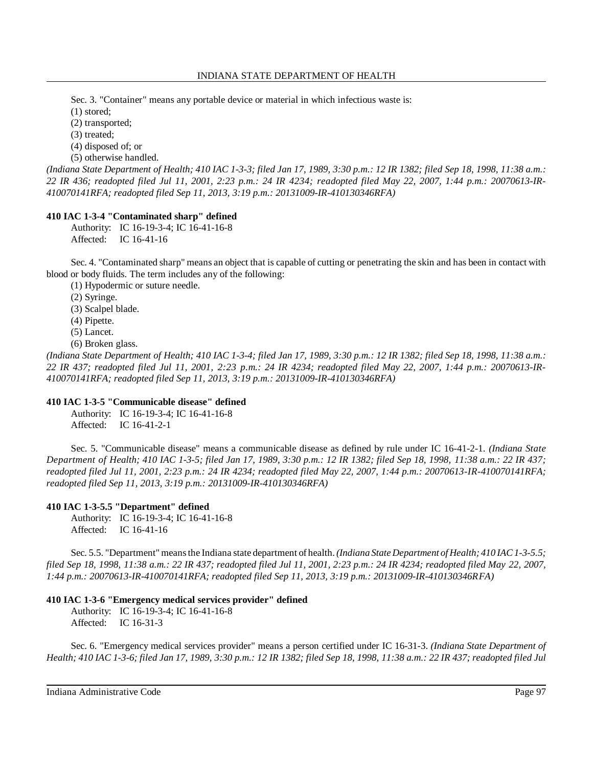Sec. 3. "Container" means any portable device or material in which infectious waste is:

(1) stored;
(2) transported;
(3) treated;
(4) disposed of; or
(5) otherwise handled.

*(Indiana State Department of Health; 410 IAC 1-3-3; filed Jan 17, 1989, 3:30 p.m.: 12 IR 1382; filed Sep 18, 1998, 11:38 a.m.: 22 IR 436; readopted filed Jul 11, 2001, 2:23 p.m.: 24 IR 4234; readopted filed May 22, 2007, 1:44 p.m.: 20070613-IR-410070141RFA; readopted filed Sep 11, 2013, 3:19 p.m.: 20131009-IR-410130346RFA)*

**410 IAC 1-3-4 "Contaminated sharp" defined**

Authority: IC 16-19-3-4; IC 16-41-16-8
Affected: IC 16-41-16

Sec. 4. "Contaminated sharp" means an object that is capable of cutting or penetrating the skin and has been in contact with blood or body fluids. The term includes any of the following:

(1) Hypodermic or suture needle.
(2) Syringe.
(3) Scalpel blade.
(4) Pipette.
(5) Lancet.
(6) Broken glass.

*(Indiana State Department of Health; 410 IAC 1-3-4; filed Jan 17, 1989, 3:30 p.m.: 12 IR 1382; filed Sep 18, 1998, 11:38 a.m.: 22 IR 437; readopted filed Jul 11, 2001, 2:23 p.m.: 24 IR 4234; readopted filed May 22, 2007, 1:44 p.m.: 20070613-IR-410070141RFA; readopted filed Sep 11, 2013, 3:19 p.m.: 20131009-IR-410130346RFA)*

**410 IAC 1-3-5 "Communicable disease" defined**

Authority: IC 16-19-3-4; IC 16-41-16-8
Affected: IC 16-41-2-1

Sec. 5. "Communicable disease" means a communicable disease as defined by rule under IC 16-41-2-1. *(Indiana State Department of Health; 410 IAC 1-3-5; filed Jan 17, 1989, 3:30 p.m.: 12 IR 1382; filed Sep 18, 1998, 11:38 a.m.: 22 IR 437; readopted filed Jul 11, 2001, 2:23 p.m.: 24 IR 4234; readopted filed May 22, 2007, 1:44 p.m.: 20070613-IR-410070141RFA; readopted filed Sep 11, 2013, 3:19 p.m.: 20131009-IR-410130346RFA)*

**410 IAC 1-3-5.5 "Department" defined**

Authority: IC 16-19-3-4; IC 16-41-16-8
Affected: IC 16-41-16

Sec. 5.5. "Department" means the Indiana state department of health. *(Indiana State Department of Health; 410 IAC 1-3-5.5; filed Sep 18, 1998, 11:38 a.m.: 22 IR 437; readopted filed Jul 11, 2001, 2:23 p.m.: 24 IR 4234; readopted filed May 22, 2007, 1:44 p.m.: 20070613-IR-410070141RFA; readopted filed Sep 11, 2013, 3:19 p.m.: 20131009-IR-410130346RFA)*

**410 IAC 1-3-6 "Emergency medical services provider" defined**

Authority: IC 16-19-3-4; IC 16-41-16-8
Affected: IC 16-31-3

Sec. 6. "Emergency medical services provider" means a person certified under IC 16-31-3. *(Indiana State Department of Health; 410 IAC 1-3-6; filed Jan 17, 1989, 3:30 p.m.: 12 IR 1382; filed Sep 18, 1998, 11:38 a.m.: 22 IR 437; readopted filed Jul*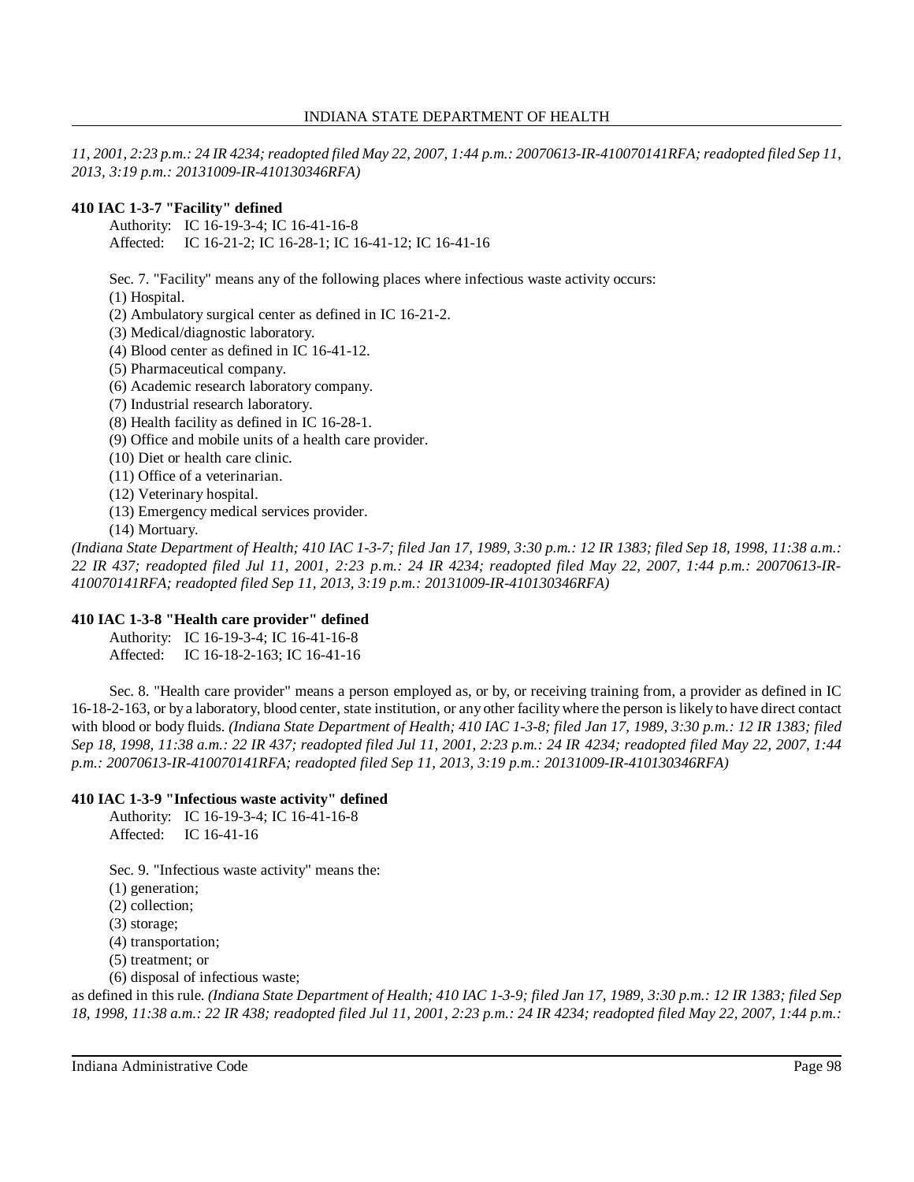*11, 2001, 2:23 p.m.: 24 IR 4234; readopted filed May 22, 2007, 1:44 p.m.: 20070613-IR-410070141RFA; readopted filed Sep 11, 2013, 3:19 p.m.: 20131009-IR-410130346RFA)*

**410 IAC 1-3-7 "Facility" defined**

Authority: IC 16-19-3-4; IC 16-41-16-8
Affected: IC 16-21-2; IC 16-28-1; IC 16-41-12; IC 16-41-16

Sec. 7. "Facility" means any of the following places where infectious waste activity occurs:
(1) Hospital.
(2) Ambulatory surgical center as defined in IC 16-21-2.
(3) Medical/diagnostic laboratory.
(4) Blood center as defined in IC 16-41-12.
(5) Pharmaceutical company.
(6) Academic research laboratory company.
(7) Industrial research laboratory.
(8) Health facility as defined in IC 16-28-1.
(9) Office and mobile units of a health care provider.
(10) Diet or health care clinic.
(11) Office of a veterinarian.
(12) Veterinary hospital.
(13) Emergency medical services provider.
(14) Mortuary.

*(Indiana State Department of Health; 410 IAC 1-3-7; filed Jan 17, 1989, 3:30 p.m.: 12 IR 1383; filed Sep 18, 1998, 11:38 a.m.: 22 IR 437; readopted filed Jul 11, 2001, 2:23 p.m.: 24 IR 4234; readopted filed May 22, 2007, 1:44 p.m.: 20070613-IR-410070141RFA; readopted filed Sep 11, 2013, 3:19 p.m.: 20131009-IR-410130346RFA)*

**410 IAC 1-3-8 "Health care provider" defined**

Authority: IC 16-19-3-4; IC 16-41-16-8
Affected: IC 16-18-2-163; IC 16-41-16

Sec. 8. "Health care provider" means a person employed as, or by, or receiving training from, a provider as defined in IC 16-18-2-163, or by a laboratory, blood center, state institution, or any other facility where the person is likely to have direct contact with blood or body fluids. *(Indiana State Department of Health; 410 IAC 1-3-8; filed Jan 17, 1989, 3:30 p.m.: 12 IR 1383; filed Sep 18, 1998, 11:38 a.m.: 22 IR 437; readopted filed Jul 11, 2001, 2:23 p.m.: 24 IR 4234; readopted filed May 22, 2007, 1:44 p.m.: 20070613-IR-410070141RFA; readopted filed Sep 11, 2013, 3:19 p.m.: 20131009-IR-410130346RFA)*

**410 IAC 1-3-9 "Infectious waste activity" defined**

Authority: IC 16-19-3-4; IC 16-41-16-8
Affected: IC 16-41-16

Sec. 9. "Infectious waste activity" means the:
(1) generation;
(2) collection;
(3) storage;
(4) transportation;
(5) treatment; or
(6) disposal of infectious waste;

as defined in this rule. *(Indiana State Department of Health; 410 IAC 1-3-9; filed Jan 17, 1989, 3:30 p.m.: 12 IR 1383; filed Sep 18, 1998, 11:38 a.m.: 22 IR 438; readopted filed Jul 11, 2001, 2:23 p.m.: 24 IR 4234; readopted filed May 22, 2007, 1:44 p.m.:*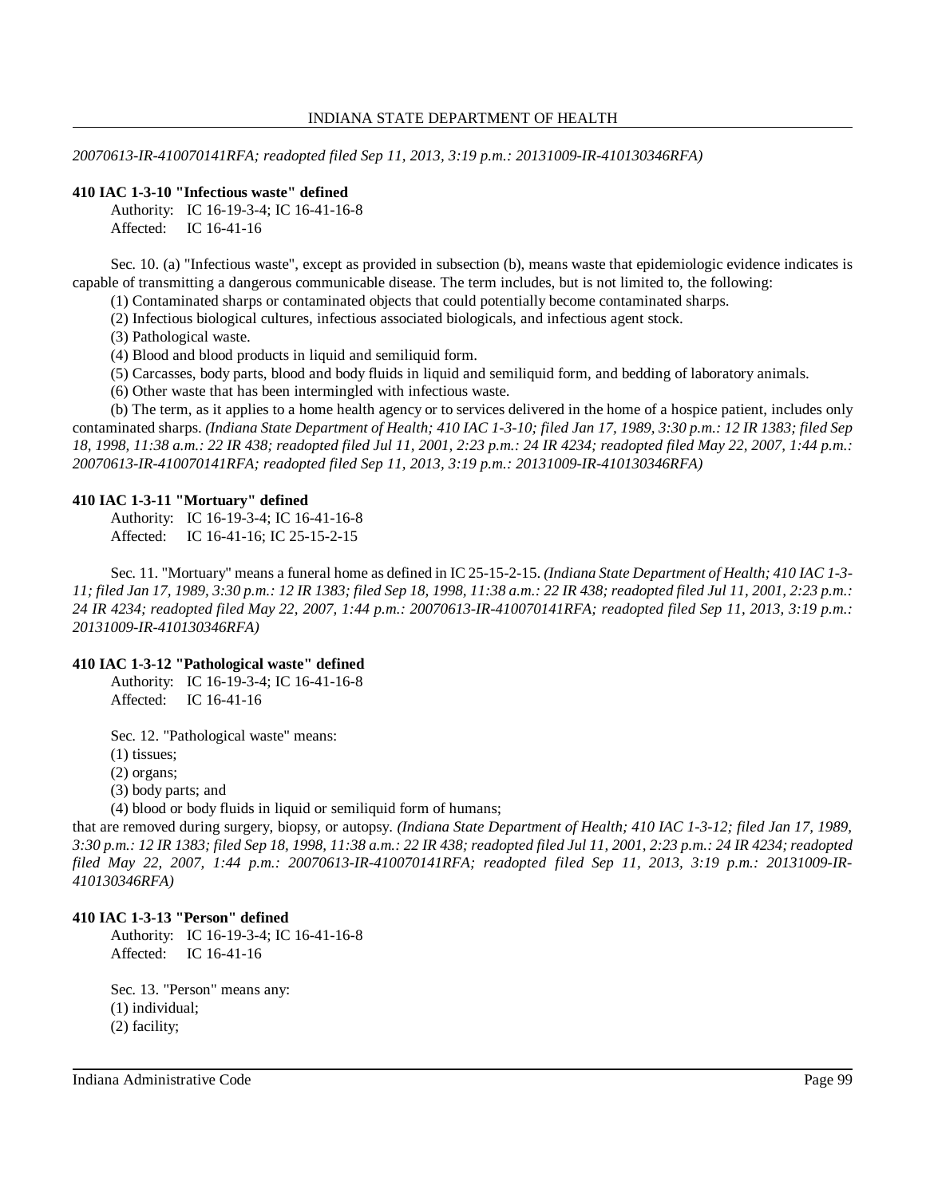*20070613-IR-410070141RFA; readopted filed Sep 11, 2013, 3:19 p.m.: 20131009-IR-410130346RFA)*

**410 IAC 1-3-10 "Infectious waste" defined**

Authority: IC 16-19-3-4; IC 16-41-16-8
Affected: IC 16-41-16

Sec. 10. (a) "Infectious waste", except as provided in subsection (b), means waste that epidemiologic evidence indicates is capable of transmitting a dangerous communicable disease. The term includes, but is not limited to, the following:

(1) Contaminated sharps or contaminated objects that could potentially become contaminated sharps.

(2) Infectious biological cultures, infectious associated biologicals, and infectious agent stock.

(3) Pathological waste.

(4) Blood and blood products in liquid and semiliquid form.

(5) Carcasses, body parts, blood and body fluids in liquid and semiliquid form, and bedding of laboratory animals.

(6) Other waste that has been intermingled with infectious waste.

(b) The term, as it applies to a home health agency or to services delivered in the home of a hospice patient, includes only contaminated sharps. *(Indiana State Department of Health; 410 IAC 1-3-10; filed Jan 17, 1989, 3:30 p.m.: 12 IR 1383; filed Sep 18, 1998, 11:38 a.m.: 22 IR 438; readopted filed Jul 11, 2001, 2:23 p.m.: 24 IR 4234; readopted filed May 22, 2007, 1:44 p.m.: 20070613-IR-410070141RFA; readopted filed Sep 11, 2013, 3:19 p.m.: 20131009-IR-410130346RFA)*

**410 IAC 1-3-11 "Mortuary" defined**

Authority: IC 16-19-3-4; IC 16-41-16-8
Affected: IC 16-41-16; IC 25-15-2-15

Sec. 11. "Mortuary" means a funeral home as defined in IC 25-15-2-15. *(Indiana State Department of Health; 410 IAC 1-3-11; filed Jan 17, 1989, 3:30 p.m.: 12 IR 1383; filed Sep 18, 1998, 11:38 a.m.: 22 IR 438; readopted filed Jul 11, 2001, 2:23 p.m.: 24 IR 4234; readopted filed May 22, 2007, 1:44 p.m.: 20070613-IR-410070141RFA; readopted filed Sep 11, 2013, 3:19 p.m.: 20131009-IR-410130346RFA)*

**410 IAC 1-3-12 "Pathological waste" defined**

Authority: IC 16-19-3-4; IC 16-41-16-8
Affected: IC 16-41-16

Sec. 12. "Pathological waste" means:

(1) tissues;

(2) organs;

(3) body parts; and

(4) blood or body fluids in liquid or semiliquid form of humans;

that are removed during surgery, biopsy, or autopsy. *(Indiana State Department of Health; 410 IAC 1-3-12; filed Jan 17, 1989, 3:30 p.m.: 12 IR 1383; filed Sep 18, 1998, 11:38 a.m.: 22 IR 438; readopted filed Jul 11, 2001, 2:23 p.m.: 24 IR 4234; readopted filed May 22, 2007, 1:44 p.m.: 20070613-IR-410070141RFA; readopted filed Sep 11, 2013, 3:19 p.m.: 20131009-IR-410130346RFA)*

**410 IAC 1-3-13 "Person" defined**

Authority: IC 16-19-3-4; IC 16-41-16-8
Affected: IC 16-41-16

Sec. 13. "Person" means any:

(1) individual;

(2) facility;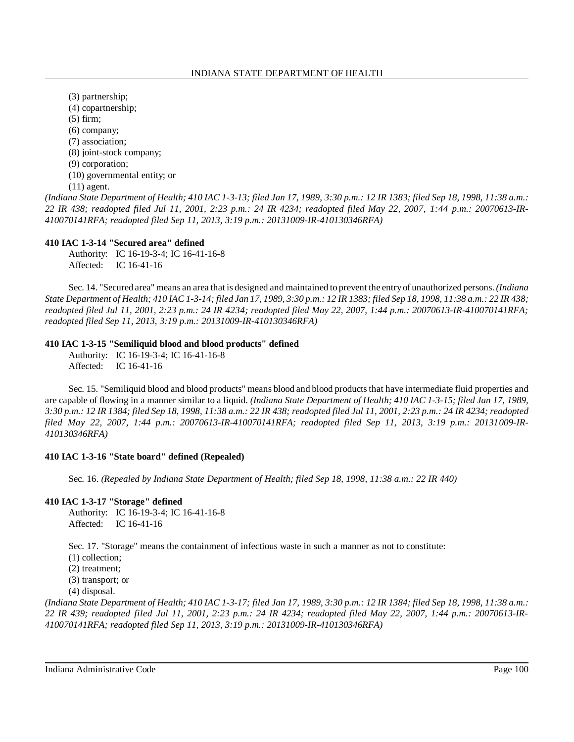(3) partnership;
(4) copartnership;
(5) firm;
(6) company;
(7) association;
(8) joint-stock company;
(9) corporation;
(10) governmental entity; or
(11) agent.

*(Indiana State Department of Health; 410 IAC 1-3-13; filed Jan 17, 1989, 3:30 p.m.: 12 IR 1383; filed Sep 18, 1998, 11:38 a.m.: 22 IR 438; readopted filed Jul 11, 2001, 2:23 p.m.: 24 IR 4234; readopted filed May 22, 2007, 1:44 p.m.: 20070613-IR-410070141RFA; readopted filed Sep 11, 2013, 3:19 p.m.: 20131009-IR-410130346RFA)*

**410 IAC 1-3-14 "Secured area" defined**

Authority: IC 16-19-3-4; IC 16-41-16-8
Affected: IC 16-41-16

Sec. 14. "Secured area" means an area that is designed and maintained to prevent the entry of unauthorized persons. *(Indiana State Department of Health; 410 IAC 1-3-14; filed Jan 17, 1989, 3:30 p.m.: 12 IR 1383; filed Sep 18, 1998, 11:38 a.m.: 22 IR 438; readopted filed Jul 11, 2001, 2:23 p.m.: 24 IR 4234; readopted filed May 22, 2007, 1:44 p.m.: 20070613-IR-410070141RFA; readopted filed Sep 11, 2013, 3:19 p.m.: 20131009-IR-410130346RFA)*

**410 IAC 1-3-15 "Semiliquid blood and blood products" defined**

Authority: IC 16-19-3-4; IC 16-41-16-8
Affected: IC 16-41-16

Sec. 15. "Semiliquid blood and blood products" means blood and blood products that have intermediate fluid properties and are capable of flowing in a manner similar to a liquid. *(Indiana State Department of Health; 410 IAC 1-3-15; filed Jan 17, 1989, 3:30 p.m.: 12 IR 1384; filed Sep 18, 1998, 11:38 a.m.: 22 IR 438; readopted filed Jul 11, 2001, 2:23 p.m.: 24 IR 4234; readopted filed May 22, 2007, 1:44 p.m.: 20070613-IR-410070141RFA; readopted filed Sep 11, 2013, 3:19 p.m.: 20131009-IR-410130346RFA)*

**410 IAC 1-3-16 "State board" defined (Repealed)**

Sec. 16. *(Repealed by Indiana State Department of Health; filed Sep 18, 1998, 11:38 a.m.: 22 IR 440)*

**410 IAC 1-3-17 "Storage" defined**

Authority: IC 16-19-3-4; IC 16-41-16-8
Affected: IC 16-41-16

Sec. 17. "Storage" means the containment of infectious waste in such a manner as not to constitute:
(1) collection;
(2) treatment;
(3) transport; or
(4) disposal.

*(Indiana State Department of Health; 410 IAC 1-3-17; filed Jan 17, 1989, 3:30 p.m.: 12 IR 1384; filed Sep 18, 1998, 11:38 a.m.: 22 IR 439; readopted filed Jul 11, 2001, 2:23 p.m.: 24 IR 4234; readopted filed May 22, 2007, 1:44 p.m.: 20070613-IR-410070141RFA; readopted filed Sep 11, 2013, 3:19 p.m.: 20131009-IR-410130346RFA)*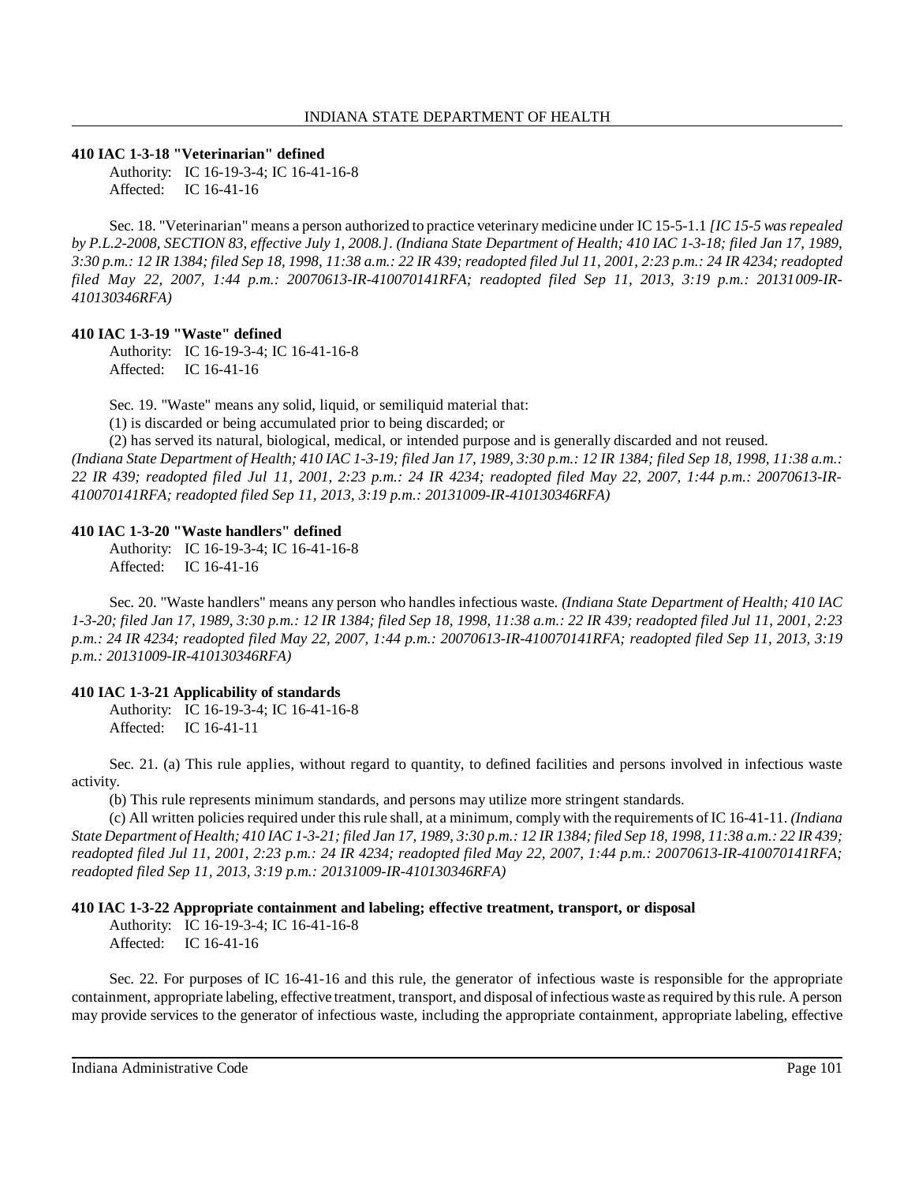**410 IAC 1-3-18 "Veterinarian" defined**

Authority: IC 16-19-3-4; IC 16-41-16-8
Affected: IC 16-41-16

Sec. 18. "Veterinarian" means a person authorized to practice veterinary medicine under IC 15-5-1.1 *[IC 15-5 was repealed by P.L.2-2008, SECTION 83, effective July 1, 2008.]*. *(Indiana State Department of Health; 410 IAC 1-3-18; filed Jan 17, 1989, 3:30 p.m.: 12 IR 1384; filed Sep 18, 1998, 11:38 a.m.: 22 IR 439; readopted filed Jul 11, 2001, 2:23 p.m.: 24 IR 4234; readopted filed May 22, 2007, 1:44 p.m.: 20070613-IR-410070141RFA; readopted filed Sep 11, 2013, 3:19 p.m.: 20131009-IR-410130346RFA)*

**410 IAC 1-3-19 "Waste" defined**

Authority: IC 16-19-3-4; IC 16-41-16-8
Affected: IC 16-41-16

Sec. 19. "Waste" means any solid, liquid, or semiliquid material that:

(1) is discarded or being accumulated prior to being discarded; or

(2) has served its natural, biological, medical, or intended purpose and is generally discarded and not reused.

*(Indiana State Department of Health; 410 IAC 1-3-19; filed Jan 17, 1989, 3:30 p.m.: 12 IR 1384; filed Sep 18, 1998, 11:38 a.m.: 22 IR 439; readopted filed Jul 11, 2001, 2:23 p.m.: 24 IR 4234; readopted filed May 22, 2007, 1:44 p.m.: 20070613-IR-410070141RFA; readopted filed Sep 11, 2013, 3:19 p.m.: 20131009-IR-410130346RFA)*

**410 IAC 1-3-20 "Waste handlers" defined**

Authority: IC 16-19-3-4; IC 16-41-16-8
Affected: IC 16-41-16

Sec. 20. "Waste handlers" means any person who handles infectious waste. *(Indiana State Department of Health; 410 IAC 1-3-20; filed Jan 17, 1989, 3:30 p.m.: 12 IR 1384; filed Sep 18, 1998, 11:38 a.m.: 22 IR 439; readopted filed Jul 11, 2001, 2:23 p.m.: 24 IR 4234; readopted filed May 22, 2007, 1:44 p.m.: 20070613-IR-410070141RFA; readopted filed Sep 11, 2013, 3:19 p.m.: 20131009-IR-410130346RFA)*

**410 IAC 1-3-21 Applicability of standards**

Authority: IC 16-19-3-4; IC 16-41-16-8
Affected: IC 16-41-11

Sec. 21. (a) This rule applies, without regard to quantity, to defined facilities and persons involved in infectious waste activity.

(b) This rule represents minimum standards, and persons may utilize more stringent standards.

(c) All written policies required under this rule shall, at a minimum, comply with the requirements of IC 16-41-11. *(Indiana State Department of Health; 410 IAC 1-3-21; filed Jan 17, 1989, 3:30 p.m.: 12 IR 1384; filed Sep 18, 1998, 11:38 a.m.: 22 IR 439; readopted filed Jul 11, 2001, 2:23 p.m.: 24 IR 4234; readopted filed May 22, 2007, 1:44 p.m.: 20070613-IR-410070141RFA; readopted filed Sep 11, 2013, 3:19 p.m.: 20131009-IR-410130346RFA)*

**410 IAC 1-3-22 Appropriate containment and labeling; effective treatment, transport, or disposal**

Authority: IC 16-19-3-4; IC 16-41-16-8
Affected: IC 16-41-16

Sec. 22. For purposes of IC 16-41-16 and this rule, the generator of infectious waste is responsible for the appropriate containment, appropriate labeling, effective treatment, transport, and disposal of infectious waste as required by this rule. A person may provide services to the generator of infectious waste, including the appropriate containment, appropriate labeling, effective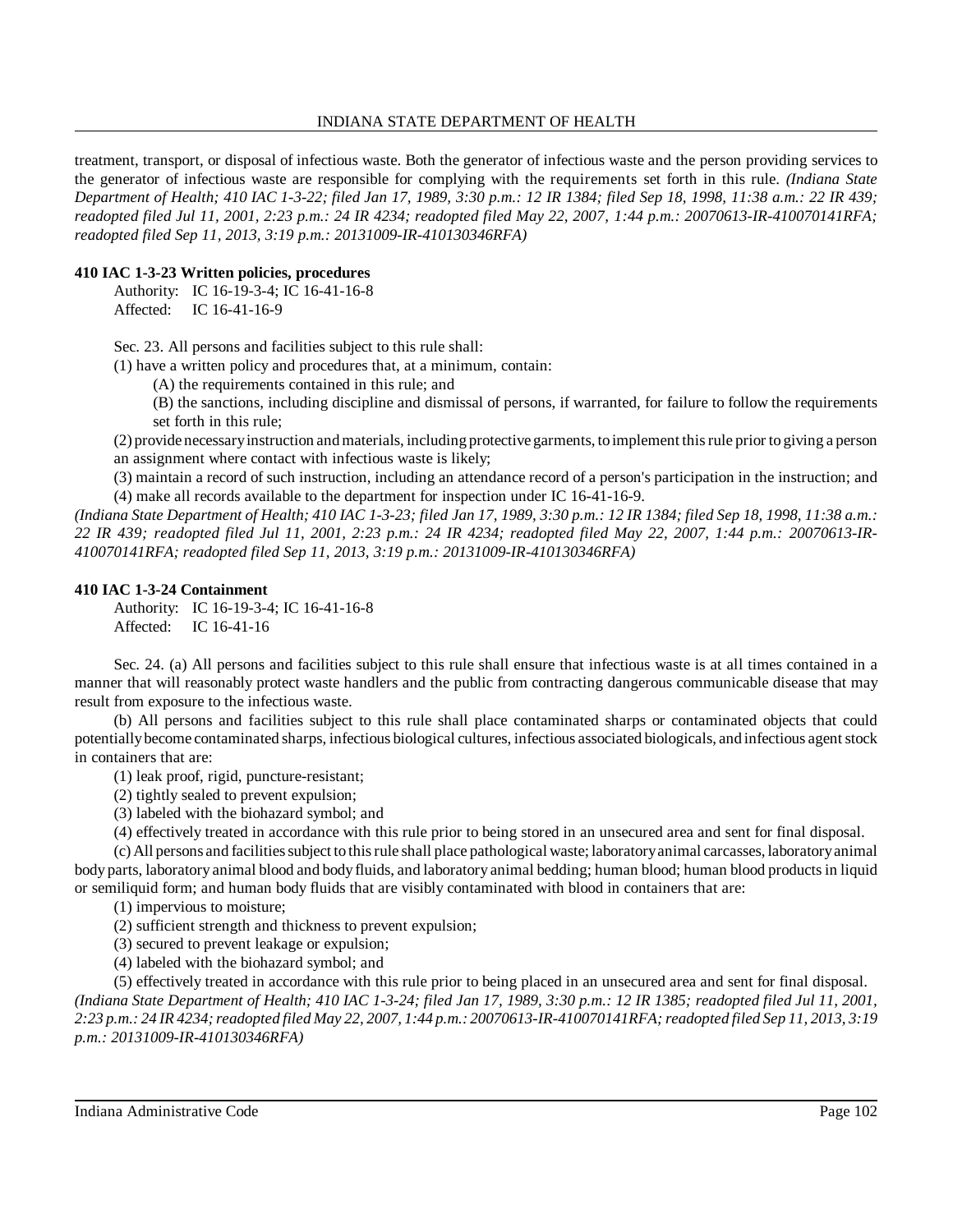treatment, transport, or disposal of infectious waste. Both the generator of infectious waste and the person providing services to the generator of infectious waste are responsible for complying with the requirements set forth in this rule. *(Indiana State Department of Health; 410 IAC 1-3-22; filed Jan 17, 1989, 3:30 p.m.: 12 IR 1384; filed Sep 18, 1998, 11:38 a.m.: 22 IR 439; readopted filed Jul 11, 2001, 2:23 p.m.: 24 IR 4234; readopted filed May 22, 2007, 1:44 p.m.: 20070613-IR-410070141RFA; readopted filed Sep 11, 2013, 3:19 p.m.: 20131009-IR-410130346RFA)*

**410 IAC 1-3-23 Written policies, procedures**

Authority: IC 16-19-3-4; IC 16-41-16-8
Affected: IC 16-41-16-9

Sec. 23. All persons and facilities subject to this rule shall:

(1) have a written policy and procedures that, at a minimum, contain:

(A) the requirements contained in this rule; and

(B) the sanctions, including discipline and dismissal of persons, if warranted, for failure to follow the requirements set forth in this rule;

(2) provide necessary instruction and materials, including protective garments, to implement this rule prior to giving a person an assignment where contact with infectious waste is likely;

(3) maintain a record of such instruction, including an attendance record of a person's participation in the instruction; and

(4) make all records available to the department for inspection under IC 16-41-16-9.

*(Indiana State Department of Health; 410 IAC 1-3-23; filed Jan 17, 1989, 3:30 p.m.: 12 IR 1384; filed Sep 18, 1998, 11:38 a.m.: 22 IR 439; readopted filed Jul 11, 2001, 2:23 p.m.: 24 IR 4234; readopted filed May 22, 2007, 1:44 p.m.: 20070613-IR-410070141RFA; readopted filed Sep 11, 2013, 3:19 p.m.: 20131009-IR-410130346RFA)*

**410 IAC 1-3-24 Containment**

Authority: IC 16-19-3-4; IC 16-41-16-8
Affected: IC 16-41-16

Sec. 24. (a) All persons and facilities subject to this rule shall ensure that infectious waste is at all times contained in a manner that will reasonably protect waste handlers and the public from contracting dangerous communicable disease that may result from exposure to the infectious waste.

(b) All persons and facilities subject to this rule shall place contaminated sharps or contaminated objects that could potentially become contaminated sharps, infectious biological cultures, infectious associated biologicals, and infectious agent stock in containers that are:

(1) leak proof, rigid, puncture-resistant;

(2) tightly sealed to prevent expulsion;

(3) labeled with the biohazard symbol; and

(4) effectively treated in accordance with this rule prior to being stored in an unsecured area and sent for final disposal.

(c) All persons and facilities subject to this rule shall place pathological waste; laboratory animal carcasses, laboratory animal body parts, laboratory animal blood and body fluids, and laboratory animal bedding; human blood; human blood products in liquid or semiliquid form; and human body fluids that are visibly contaminated with blood in containers that are:

(1) impervious to moisture;

(2) sufficient strength and thickness to prevent expulsion;

(3) secured to prevent leakage or expulsion;

(4) labeled with the biohazard symbol; and

(5) effectively treated in accordance with this rule prior to being placed in an unsecured area and sent for final disposal.

*(Indiana State Department of Health; 410 IAC 1-3-24; filed Jan 17, 1989, 3:30 p.m.: 12 IR 1385; readopted filed Jul 11, 2001, 2:23 p.m.: 24 IR 4234; readopted filed May 22, 2007, 1:44 p.m.: 20070613-IR-410070141RFA; readopted filed Sep 11, 2013, 3:19 p.m.: 20131009-IR-410130346RFA)*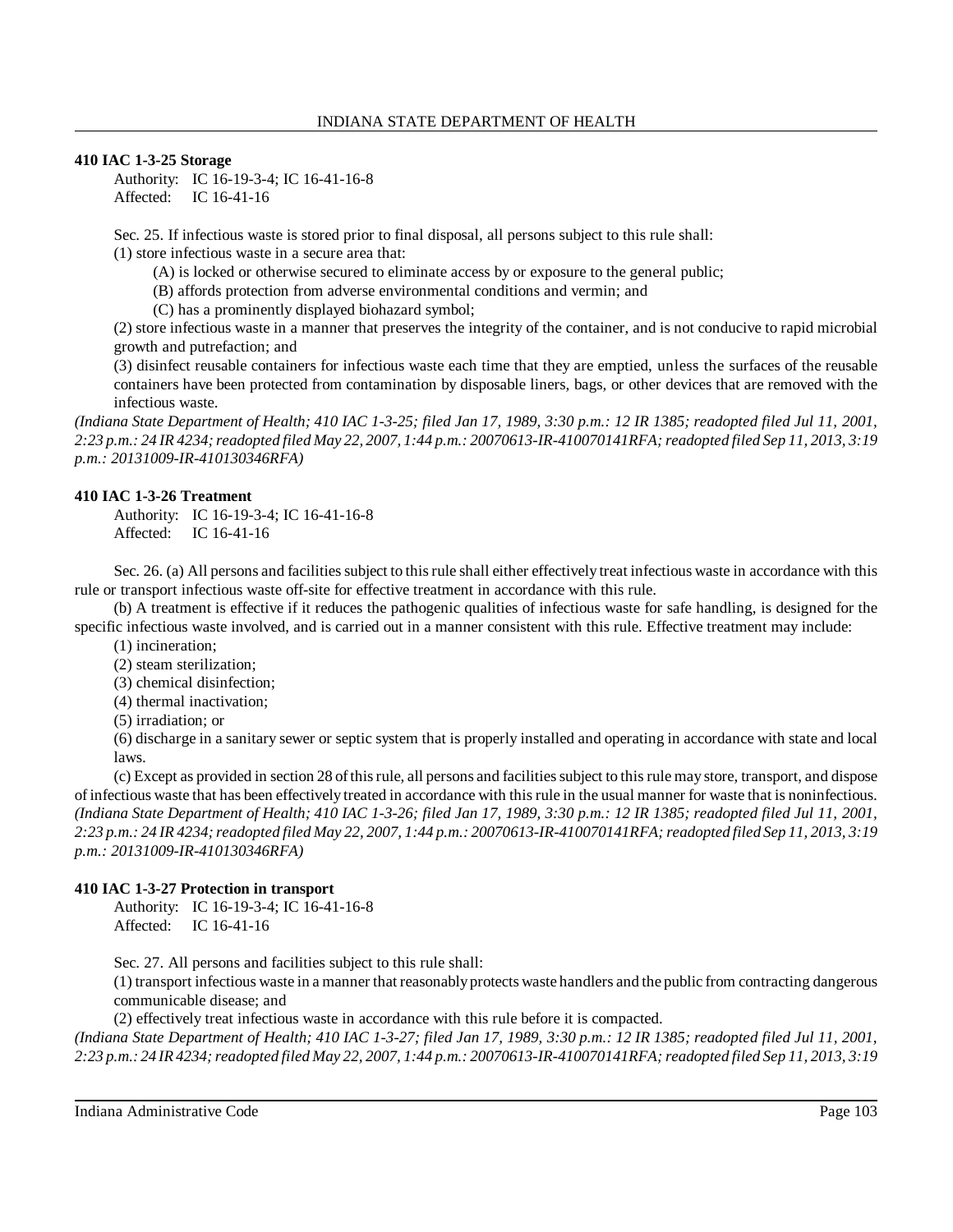**410 IAC 1-3-25 Storage**

Authority: IC 16-19-3-4; IC 16-41-16-8
Affected: IC 16-41-16

Sec. 25. If infectious waste is stored prior to final disposal, all persons subject to this rule shall:

(1) store infectious waste in a secure area that:

(A) is locked or otherwise secured to eliminate access by or exposure to the general public;

(B) affords protection from adverse environmental conditions and vermin; and

(C) has a prominently displayed biohazard symbol;

(2) store infectious waste in a manner that preserves the integrity of the container, and is not conducive to rapid microbial growth and putrefaction; and

(3) disinfect reusable containers for infectious waste each time that they are emptied, unless the surfaces of the reusable containers have been protected from contamination by disposable liners, bags, or other devices that are removed with the infectious waste.

*(Indiana State Department of Health; 410 IAC 1-3-25; filed Jan 17, 1989, 3:30 p.m.: 12 IR 1385; readopted filed Jul 11, 2001, 2:23 p.m.: 24 IR 4234; readopted filed May 22, 2007, 1:44 p.m.: 20070613-IR-410070141RFA; readopted filed Sep 11, 2013, 3:19 p.m.: 20131009-IR-410130346RFA)*

**410 IAC 1-3-26 Treatment**

Authority: IC 16-19-3-4; IC 16-41-16-8
Affected: IC 16-41-16

Sec. 26. (a) All persons and facilities subject to this rule shall either effectively treat infectious waste in accordance with this rule or transport infectious waste off-site for effective treatment in accordance with this rule.

(b) A treatment is effective if it reduces the pathogenic qualities of infectious waste for safe handling, is designed for the specific infectious waste involved, and is carried out in a manner consistent with this rule. Effective treatment may include:

(1) incineration;

(2) steam sterilization;

(3) chemical disinfection;

(4) thermal inactivation;

(5) irradiation; or

(6) discharge in a sanitary sewer or septic system that is properly installed and operating in accordance with state and local laws.

(c) Except as provided in section 28 of this rule, all persons and facilities subject to this rule may store, transport, and dispose of infectious waste that has been effectively treated in accordance with this rule in the usual manner for waste that is noninfectious. *(Indiana State Department of Health; 410 IAC 1-3-26; filed Jan 17, 1989, 3:30 p.m.: 12 IR 1385; readopted filed Jul 11, 2001, 2:23 p.m.: 24 IR 4234; readopted filed May 22, 2007, 1:44 p.m.: 20070613-IR-410070141RFA; readopted filed Sep 11, 2013, 3:19 p.m.: 20131009-IR-410130346RFA)*

**410 IAC 1-3-27 Protection in transport**

Authority: IC 16-19-3-4; IC 16-41-16-8
Affected: IC 16-41-16

Sec. 27. All persons and facilities subject to this rule shall:

(1) transport infectious waste in a manner that reasonably protects waste handlers and the public from contracting dangerous communicable disease; and

(2) effectively treat infectious waste in accordance with this rule before it is compacted.

*(Indiana State Department of Health; 410 IAC 1-3-27; filed Jan 17, 1989, 3:30 p.m.: 12 IR 1385; readopted filed Jul 11, 2001, 2:23 p.m.: 24 IR 4234; readopted filed May 22, 2007, 1:44 p.m.: 20070613-IR-410070141RFA; readopted filed Sep 11, 2013, 3:19*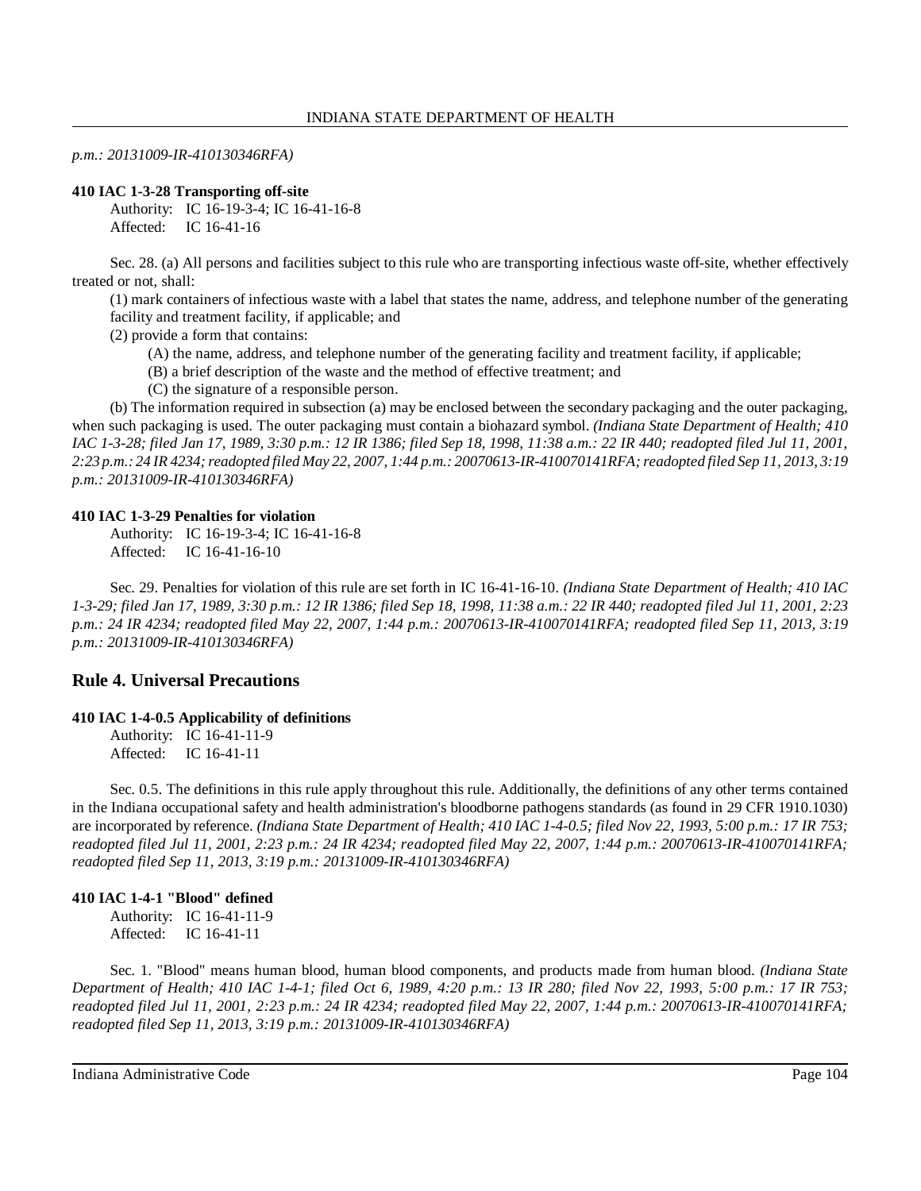*p.m.: 20131009-IR-410130346RFA)*

**410 IAC 1-3-28 Transporting off-site**

Authority: IC 16-19-3-4; IC 16-41-16-8
Affected: IC 16-41-16

Sec. 28. (a) All persons and facilities subject to this rule who are transporting infectious waste off-site, whether effectively treated or not, shall:

(1) mark containers of infectious waste with a label that states the name, address, and telephone number of the generating facility and treatment facility, if applicable; and

(2) provide a form that contains:

(A) the name, address, and telephone number of the generating facility and treatment facility, if applicable;

(B) a brief description of the waste and the method of effective treatment; and

(C) the signature of a responsible person.

(b) The information required in subsection (a) may be enclosed between the secondary packaging and the outer packaging, when such packaging is used. The outer packaging must contain a biohazard symbol. *(Indiana State Department of Health; 410 IAC 1-3-28; filed Jan 17, 1989, 3:30 p.m.: 12 IR 1386; filed Sep 18, 1998, 11:38 a.m.: 22 IR 440; readopted filed Jul 11, 2001, 2:23 p.m.: 24 IR 4234; readopted filed May 22, 2007, 1:44 p.m.: 20070613-IR-410070141RFA; readopted filed Sep 11, 2013, 3:19 p.m.: 20131009-IR-410130346RFA)*

**410 IAC 1-3-29 Penalties for violation**

Authority: IC 16-19-3-4; IC 16-41-16-8
Affected: IC 16-41-16-10

Sec. 29. Penalties for violation of this rule are set forth in IC 16-41-16-10. *(Indiana State Department of Health; 410 IAC 1-3-29; filed Jan 17, 1989, 3:30 p.m.: 12 IR 1386; filed Sep 18, 1998, 11:38 a.m.: 22 IR 440; readopted filed Jul 11, 2001, 2:23 p.m.: 24 IR 4234; readopted filed May 22, 2007, 1:44 p.m.: 20070613-IR-410070141RFA; readopted filed Sep 11, 2013, 3:19 p.m.: 20131009-IR-410130346RFA)*

## Rule 4. Universal Precautions

**410 IAC 1-4-0.5 Applicability of definitions**

Authority: IC 16-41-11-9
Affected: IC 16-41-11

Sec. 0.5. The definitions in this rule apply throughout this rule. Additionally, the definitions of any other terms contained in the Indiana occupational safety and health administration's bloodborne pathogens standards (as found in 29 CFR 1910.1030) are incorporated by reference. *(Indiana State Department of Health; 410 IAC 1-4-0.5; filed Nov 22, 1993, 5:00 p.m.: 17 IR 753; readopted filed Jul 11, 2001, 2:23 p.m.: 24 IR 4234; readopted filed May 22, 2007, 1:44 p.m.: 20070613-IR-410070141RFA; readopted filed Sep 11, 2013, 3:19 p.m.: 20131009-IR-410130346RFA)*

**410 IAC 1-4-1 "Blood" defined**

Authority: IC 16-41-11-9
Affected: IC 16-41-11

Sec. 1. "Blood" means human blood, human blood components, and products made from human blood. *(Indiana State Department of Health; 410 IAC 1-4-1; filed Oct 6, 1989, 4:20 p.m.: 13 IR 280; filed Nov 22, 1993, 5:00 p.m.: 17 IR 753; readopted filed Jul 11, 2001, 2:23 p.m.: 24 IR 4234; readopted filed May 22, 2007, 1:44 p.m.: 20070613-IR-410070141RFA; readopted filed Sep 11, 2013, 3:19 p.m.: 20131009-IR-410130346RFA)*